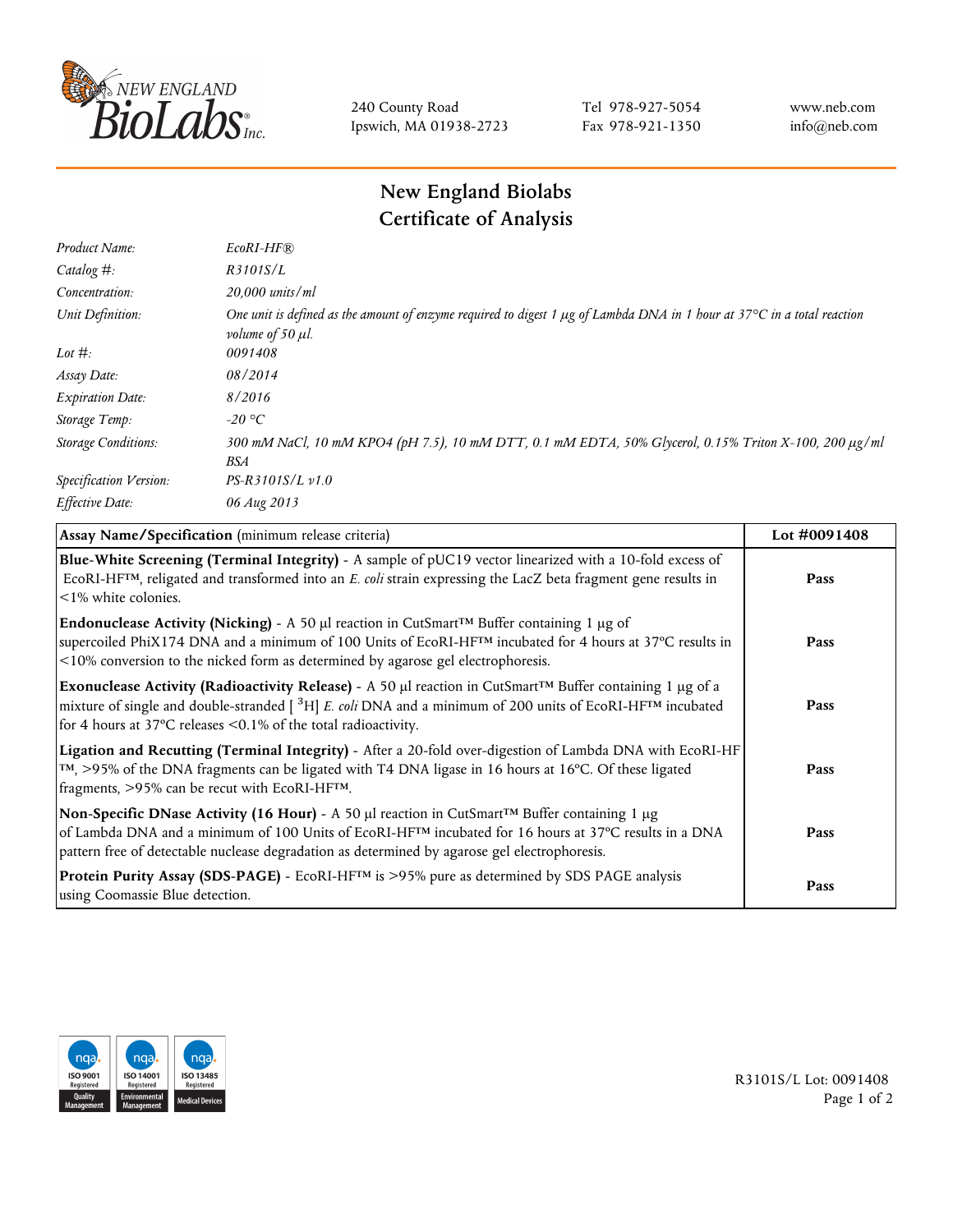NEW ENGLAND BioLabs Inc.

240 County Road
Ipswich, MA 01938-2723

Tel 978-927-5054
Fax 978-921-1350

www.neb.com
info@neb.com

# New England Biolabs
# Certificate of Analysis

| | |
|---|---|
| *Product Name:* | *EcoRI-HF®* |
| *Catalog #:* | *R3101S/L* |
| *Concentration:* | *20,000 units/ml* |
| *Unit Definition:* | *One unit is defined as the amount of enzyme required to digest 1 µg of Lambda DNA in 1 hour at 37°C in a total reaction volume of 50 µl.* |
| *Lot #:* | *0091408* |
| *Assay Date:* | *08/2014* |
| *Expiration Date:* | *8/2016* |
| *Storage Temp:* | *-20 °C* |
| *Storage Conditions:* | *300 mM NaCl, 10 mM KPO4 (pH 7.5), 10 mM DTT, 0.1 mM EDTA, 50% Glycerol, 0.15% Triton X-100, 200 µg/ml BSA* |
| *Specification Version:* | *PS-R3101S/L v1.0* |
| *Effective Date:* | *06 Aug 2013* |

| **Assay Name/Specification** (minimum release criteria) | **Lot #0091408** |
|---|---|
| **Blue-White Screening (Terminal Integrity)** - A sample of pUC19 vector linearized with a 10-fold excess of EcoRI-HF™, religated and transformed into an *E. coli* strain expressing the LacZ beta fragment gene results in <1% white colonies. | **Pass** |
| **Endonuclease Activity (Nicking)** - A 50 µl reaction in CutSmart™ Buffer containing 1 µg of supercoiled PhiX174 DNA and a minimum of 100 Units of EcoRI-HF™ incubated for 4 hours at 37ºC results in <10% conversion to the nicked form as determined by agarose gel electrophoresis. | **Pass** |
| **Exonuclease Activity (Radioactivity Release)** - A 50 µl reaction in CutSmart™ Buffer containing 1 µg of a mixture of single and double-stranded [ $^{3}$H] *E. coli* DNA and a minimum of 200 units of EcoRI-HF™ incubated for 4 hours at 37ºC releases <0.1% of the total radioactivity. | **Pass** |
| **Ligation and Recutting (Terminal Integrity)** - After a 20-fold over-digestion of Lambda DNA with EcoRI-HF™, >95% of the DNA fragments can be ligated with T4 DNA ligase in 16 hours at 16ºC. Of these ligated fragments, >95% can be recut with EcoRI-HF™. | **Pass** |
| **Non-Specific DNase Activity (16 Hour)** - A 50 µl reaction in CutSmart™ Buffer containing 1 µg of Lambda DNA and a minimum of 100 Units of EcoRI-HF™ incubated for 16 hours at 37ºC results in a DNA pattern free of detectable nuclease degradation as determined by agarose gel electrophoresis. | **Pass** |
| **Protein Purity Assay (SDS-PAGE)** - EcoRI-HF™ is >95% pure as determined by SDS PAGE analysis using Coomassie Blue detection. | **Pass** |

ISO 9001 Registered Quality Management | ISO 14001 Registered Environmental Management | ISO 13485 Registered Medical Devices

R3101S/L Lot: 0091408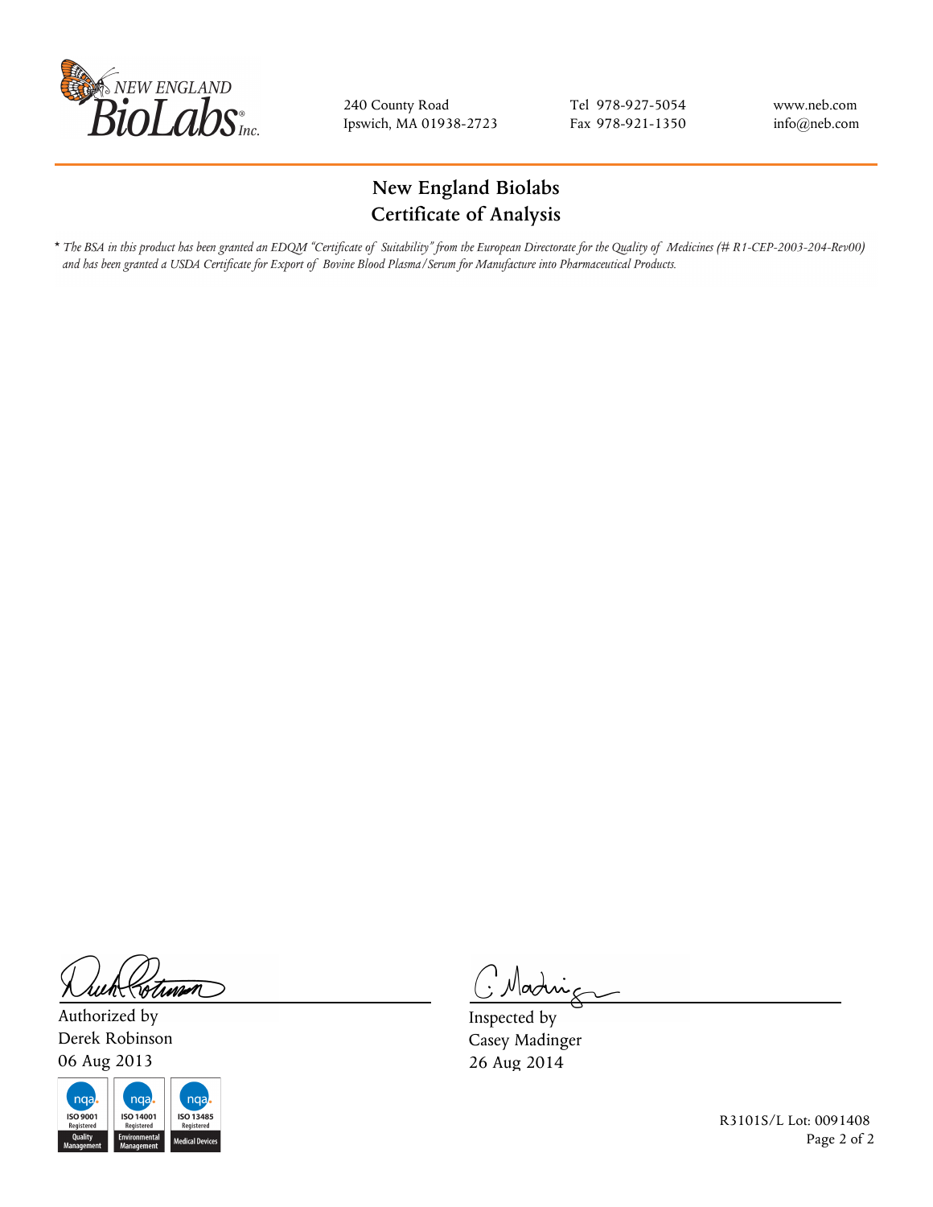240 County Road
Ipswich, MA 01938-2723

Tel 978-927-5054
Fax 978-921-1350

www.neb.com
info@neb.com

## New England Biolabs
## Certificate of Analysis

\* *The BSA in this product has been granted an EDQM "Certificate of Suitability" from the European Directorate for the Quality of Medicines (# R1-CEP-2003-204-Rev00) and has been granted a USDA Certificate for Export of Bovine Blood Plasma/Serum for Manufacture into Pharmaceutical Products.*

Authorized by
Derek Robinson
06 Aug 2013

Inspected by
Casey Madinger
26 Aug 2014

ISO 9001 Registered Quality Management | ISO 14001 Registered Environmental Management | ISO 13485 Registered Medical Devices

R3101S/L Lot: 0091408